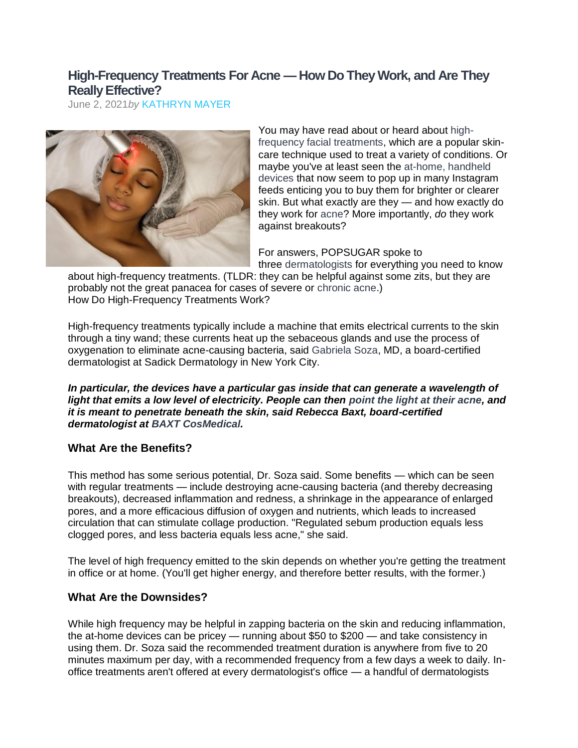# High-Frequency Treatments For Acne — How Do They Work, and Are They Really Effective?

June 2, 2021*by* KATHRYN MAYER

You may have read about or heard about high-frequency facial treatments, which are a popular skin-care technique used to treat a variety of conditions. Or maybe you've at least seen the at-home, handheld devices that now seem to pop up in many Instagram feeds enticing you to buy them for brighter or clearer skin. But what exactly are they — and how exactly do they work for acne? More importantly, *do* they work against breakouts?

For answers, POPSUGAR spoke to three dermatologists for everything you need to know about high-frequency treatments. (TLDR: they can be helpful against some zits, but they are probably not the great panacea for cases of severe or chronic acne.)

How Do High-Frequency Treatments Work?

High-frequency treatments typically include a machine that emits electrical currents to the skin through a tiny wand; these currents heat up the sebaceous glands and use the process of oxygenation to eliminate acne-causing bacteria, said Gabriela Soza, MD, a board-certified dermatologist at Sadick Dermatology in New York City.

***In particular, the devices have a particular gas inside that can generate a wavelength of light that emits a low level of electricity. People can then point the light at their acne, and it is meant to penetrate beneath the skin, said Rebecca Baxt, board-certified dermatologist at BAXT CosMedical.***

### What Are the Benefits?

This method has some serious potential, Dr. Soza said. Some benefits — which can be seen with regular treatments — include destroying acne-causing bacteria (and thereby decreasing breakouts), decreased inflammation and redness, a shrinkage in the appearance of enlarged pores, and a more efficacious diffusion of oxygen and nutrients, which leads to increased circulation that can stimulate collage production. "Regulated sebum production equals less clogged pores, and less bacteria equals less acne," she said.

The level of high frequency emitted to the skin depends on whether you're getting the treatment in office or at home. (You'll get higher energy, and therefore better results, with the former.)

### What Are the Downsides?

While high frequency may be helpful in zapping bacteria on the skin and reducing inflammation, the at-home devices can be pricey — running about $50 to $200 — and take consistency in using them. Dr. Soza said the recommended treatment duration is anywhere from five to 20 minutes maximum per day, with a recommended frequency from a few days a week to daily. In-office treatments aren't offered at every dermatologist's office — a handful of dermatologists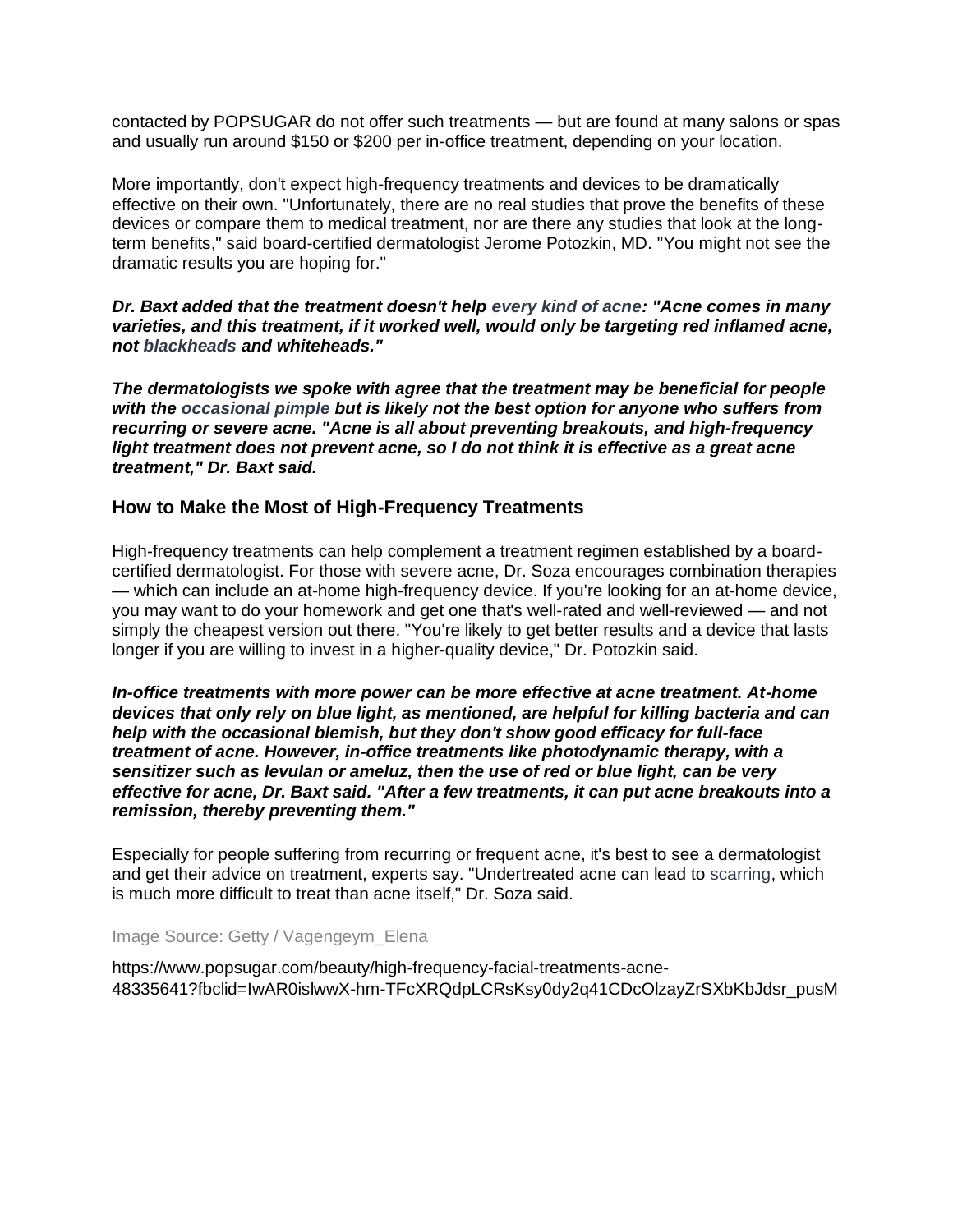contacted by POPSUGAR do not offer such treatments — but are found at many salons or spas and usually run around $150 or $200 per in-office treatment, depending on your location.

More importantly, don't expect high-frequency treatments and devices to be dramatically effective on their own. "Unfortunately, there are no real studies that prove the benefits of these devices or compare them to medical treatment, nor are there any studies that look at the long-term benefits," said board-certified dermatologist Jerome Potozkin, MD. "You might not see the dramatic results you are hoping for."

***Dr. Baxt added that the treatment doesn't help every kind of acne: "Acne comes in many varieties, and this treatment, if it worked well, would only be targeting red inflamed acne, not blackheads and whiteheads."***

***The dermatologists we spoke with agree that the treatment may be beneficial for people with the occasional pimple but is likely not the best option for anyone who suffers from recurring or severe acne. "Acne is all about preventing breakouts, and high-frequency light treatment does not prevent acne, so I do not think it is effective as a great acne treatment," Dr. Baxt said.***

### How to Make the Most of High-Frequency Treatments

High-frequency treatments can help complement a treatment regimen established by a board-certified dermatologist. For those with severe acne, Dr. Soza encourages combination therapies — which can include an at-home high-frequency device. If you're looking for an at-home device, you may want to do your homework and get one that's well-rated and well-reviewed — and not simply the cheapest version out there. "You're likely to get better results and a device that lasts longer if you are willing to invest in a higher-quality device," Dr. Potozkin said.

***In-office treatments with more power can be more effective at acne treatment. At-home devices that only rely on blue light, as mentioned, are helpful for killing bacteria and can help with the occasional blemish, but they don't show good efficacy for full-face treatment of acne. However, in-office treatments like photodynamic therapy, with a sensitizer such as levulan or ameluz, then the use of red or blue light, can be very effective for acne, Dr. Baxt said. "After a few treatments, it can put acne breakouts into a remission, thereby preventing them."***

Especially for people suffering from recurring or frequent acne, it's best to see a dermatologist and get their advice on treatment, experts say. "Undertreated acne can lead to scarring, which is much more difficult to treat than acne itself," Dr. Soza said.

Image Source: Getty / Vagengeym_Elena

https://www.popsugar.com/beauty/high-frequency-facial-treatments-acne-48335641?fbclid=IwAR0islwwX-hm-TFcXRQdpLCRsKsy0dy2q41CDcOlzayZrSXbKbJdsr_pusM